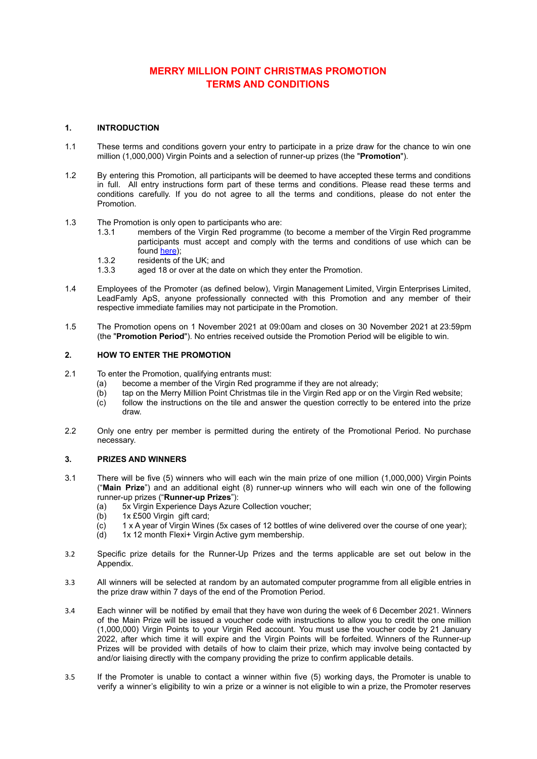# MERRY MILLION POINT CHRISTMAS PROMOTION
# TERMS AND CONDITIONS

## 1. INTRODUCTION

1.1 These terms and conditions govern your entry to participate in a prize draw for the chance to win one million (1,000,000) Virgin Points and a selection of runner-up prizes (the "**Promotion**").

1.2 By entering this Promotion, all participants will be deemed to have accepted these terms and conditions in full. All entry instructions form part of these terms and conditions. Please read these terms and conditions carefully. If you do not agree to all the terms and conditions, please do not enter the Promotion.

1.3 The Promotion is only open to participants who are:

- 1.3.1 members of the Virgin Red programme (to become a member of the Virgin Red programme participants must accept and comply with the terms and conditions of use which can be found here);
- 1.3.2 residents of the UK; and
- 1.3.3 aged 18 or over at the date on which they enter the Promotion.

1.4 Employees of the Promoter (as defined below), Virgin Management Limited, Virgin Enterprises Limited, LeadFamly ApS, anyone professionally connected with this Promotion and any member of their respective immediate families may not participate in the Promotion.

1.5 The Promotion opens on 1 November 2021 at 09:00am and closes on 30 November 2021 at 23:59pm (the "**Promotion Period**"). No entries received outside the Promotion Period will be eligible to win.

## 2. HOW TO ENTER THE PROMOTION

2.1 To enter the Promotion, qualifying entrants must:

- (a) become a member of the Virgin Red programme if they are not already;
- (b) tap on the Merry Million Point Christmas tile in the Virgin Red app or on the Virgin Red website;
- (c) follow the instructions on the tile and answer the question correctly to be entered into the prize draw.

2.2 Only one entry per member is permitted during the entirety of the Promotional Period. No purchase necessary.

## 3. PRIZES AND WINNERS

3.1 There will be five (5) winners who will each win the main prize of one million (1,000,000) Virgin Points ("**Main Prize**") and an additional eight (8) runner-up winners who will each win one of the following runner-up prizes ("**Runner-up Prizes**"):

- (a) 5x Virgin Experience Days Azure Collection voucher;
- (b) 1x £500 Virgin gift card;
- (c) 1 x A year of Virgin Wines (5x cases of 12 bottles of wine delivered over the course of one year);
- (d) 1x 12 month Flexi+ Virgin Active gym membership.

3.2 Specific prize details for the Runner-Up Prizes and the terms applicable are set out below in the Appendix.

3.3 All winners will be selected at random by an automated computer programme from all eligible entries in the prize draw within 7 days of the end of the Promotion Period.

3.4 Each winner will be notified by email that they have won during the week of 6 December 2021. Winners of the Main Prize will be issued a voucher code with instructions to allow you to credit the one million (1,000,000) Virgin Points to your Virgin Red account. You must use the voucher code by 21 January 2022, after which time it will expire and the Virgin Points will be forfeited. Winners of the Runner-up Prizes will be provided with details of how to claim their prize, which may involve being contacted by and/or liaising directly with the company providing the prize to confirm applicable details.

3.5 If the Promoter is unable to contact a winner within five (5) working days, the Promoter is unable to verify a winner's eligibility to win a prize or a winner is not eligible to win a prize, the Promoter reserves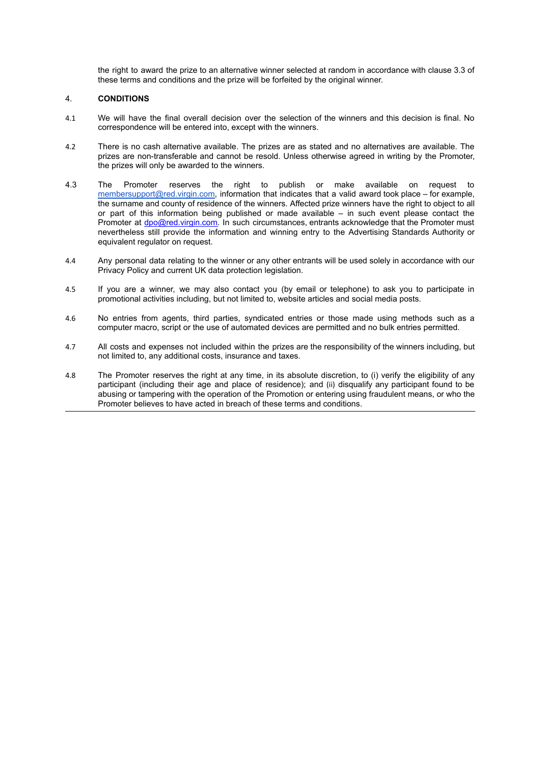the right to award the prize to an alternative winner selected at random in accordance with clause 3.3 of these terms and conditions and the prize will be forfeited by the original winner.

## 4. CONDITIONS

4.1 We will have the final overall decision over the selection of the winners and this decision is final. No correspondence will be entered into, except with the winners.

4.2 There is no cash alternative available. The prizes are as stated and no alternatives are available. The prizes are non-transferable and cannot be resold. Unless otherwise agreed in writing by the Promoter, the prizes will only be awarded to the winners.

4.3 The Promoter reserves the right to publish or make available on request to membersupport@red.virgin.com, information that indicates that a valid award took place – for example, the surname and county of residence of the winners. Affected prize winners have the right to object to all or part of this information being published or made available – in such event please contact the Promoter at dpo@red.virgin.com. In such circumstances, entrants acknowledge that the Promoter must nevertheless still provide the information and winning entry to the Advertising Standards Authority or equivalent regulator on request.

4.4 Any personal data relating to the winner or any other entrants will be used solely in accordance with our Privacy Policy and current UK data protection legislation.

4.5 If you are a winner, we may also contact you (by email or telephone) to ask you to participate in promotional activities including, but not limited to, website articles and social media posts.

4.6 No entries from agents, third parties, syndicated entries or those made using methods such as a computer macro, script or the use of automated devices are permitted and no bulk entries permitted.

4.7 All costs and expenses not included within the prizes are the responsibility of the winners including, but not limited to, any additional costs, insurance and taxes.

4.8 The Promoter reserves the right at any time, in its absolute discretion, to (i) verify the eligibility of any participant (including their age and place of residence); and (ii) disqualify any participant found to be abusing or tampering with the operation of the Promotion or entering using fraudulent means, or who the Promoter believes to have acted in breach of these terms and conditions.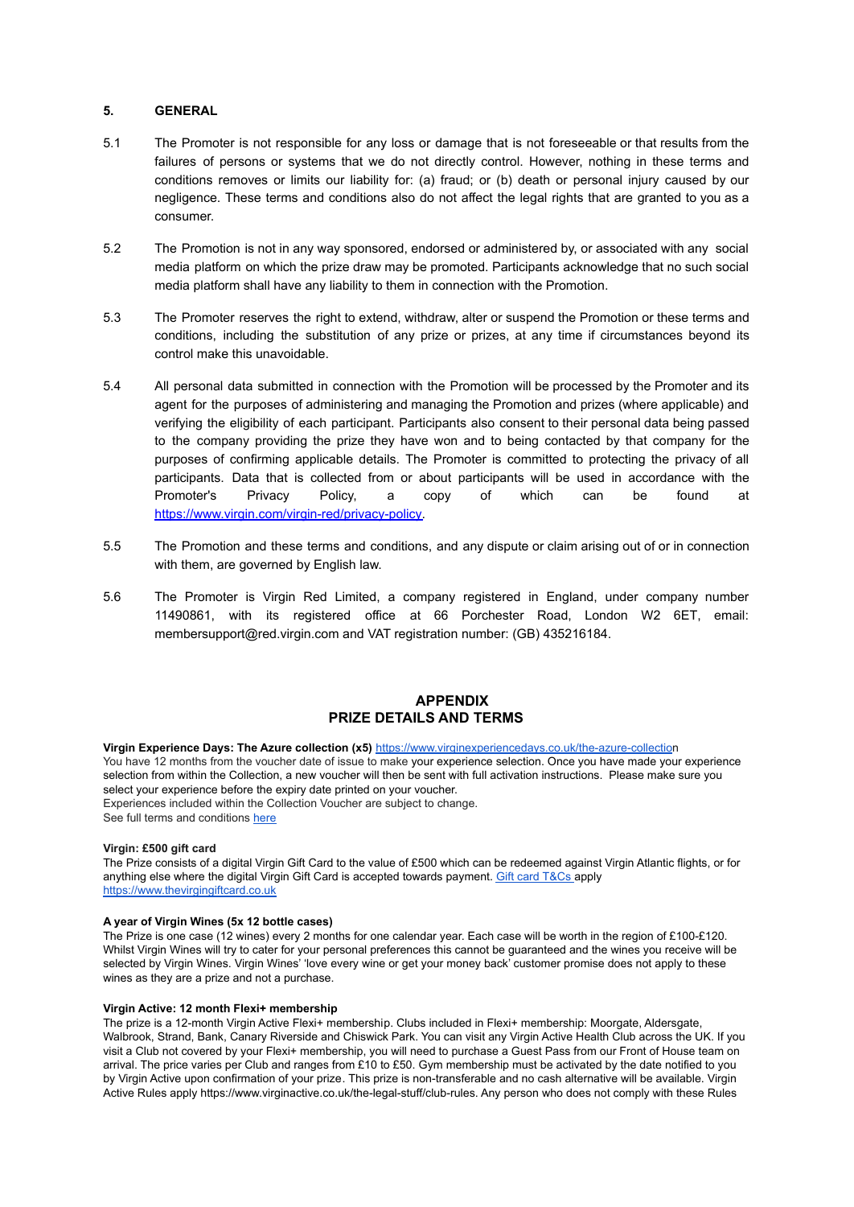## 5. GENERAL

5.1 The Promoter is not responsible for any loss or damage that is not foreseeable or that results from the failures of persons or systems that we do not directly control. However, nothing in these terms and conditions removes or limits our liability for: (a) fraud; or (b) death or personal injury caused by our negligence. These terms and conditions also do not affect the legal rights that are granted to you as a consumer.

5.2 The Promotion is not in any way sponsored, endorsed or administered by, or associated with any social media platform on which the prize draw may be promoted. Participants acknowledge that no such social media platform shall have any liability to them in connection with the Promotion.

5.3 The Promoter reserves the right to extend, withdraw, alter or suspend the Promotion or these terms and conditions, including the substitution of any prize or prizes, at any time if circumstances beyond its control make this unavoidable.

5.4 All personal data submitted in connection with the Promotion will be processed by the Promoter and its agent for the purposes of administering and managing the Promotion and prizes (where applicable) and verifying the eligibility of each participant. Participants also consent to their personal data being passed to the company providing the prize they have won and to being contacted by that company for the purposes of confirming applicable details. The Promoter is committed to protecting the privacy of all participants. Data that is collected from or about participants will be used in accordance with the Promoter's Privacy Policy, a copy of which can be found at [https://www.virgin.com/virgin-red/privacy-policy](https://www.virgin.com/virgin-red/privacy-policy).

5.5 The Promotion and these terms and conditions, and any dispute or claim arising out of or in connection with them, are governed by English law.

5.6 The Promoter is Virgin Red Limited, a company registered in England, under company number 11490861, with its registered office at 66 Porchester Road, London W2 6ET, email: membersupport@red.virgin.com and VAT registration number: (GB) 435216184.

## APPENDIX
## PRIZE DETAILS AND TERMS

**Virgin Experience Days: The Azure collection (x5)** [https://www.virginexperiencedays.co.uk/the-azure-collection](https://www.virginexperiencedays.co.uk/the-azure-collection)
You have 12 months from the voucher date of issue to make your experience selection. Once you have made your experience selection from within the Collection, a new voucher will then be sent with full activation instructions. Please make sure you select your experience before the expiry date printed on your voucher.
Experiences included within the Collection Voucher are subject to change.
See full terms and conditions here

**Virgin: £500 gift card**
The Prize consists of a digital Virgin Gift Card to the value of £500 which can be redeemed against Virgin Atlantic flights, or for anything else where the digital Virgin Gift Card is accepted towards payment. Gift card T&Cs apply
[https://www.thevirgingiftcard.co.uk](https://www.thevirgingiftcard.co.uk)

**A year of Virgin Wines (5x 12 bottle cases)**
The Prize is one case (12 wines) every 2 months for one calendar year. Each case will be worth in the region of £100-£120. Whilst Virgin Wines will try to cater for your personal preferences this cannot be guaranteed and the wines you receive will be selected by Virgin Wines. Virgin Wines' 'love every wine or get your money back' customer promise does not apply to these wines as they are a prize and not a purchase.

**Virgin Active: 12 month Flexi+ membership**
The prize is a 12-month Virgin Active Flexi+ membership. Clubs included in Flexi+ membership: Moorgate, Aldersgate, Walbrook, Strand, Bank, Canary Riverside and Chiswick Park. You can visit any Virgin Active Health Club across the UK. If you visit a Club not covered by your Flexi+ membership, you will need to purchase a Guest Pass from our Front of House team on arrival. The price varies per Club and ranges from £10 to £50. Gym membership must be activated by the date notified to you by Virgin Active upon confirmation of your prize. This prize is non-transferable and no cash alternative will be available. Virgin Active Rules apply https://www.virginactive.co.uk/the-legal-stuff/club-rules. Any person who does not comply with these Rules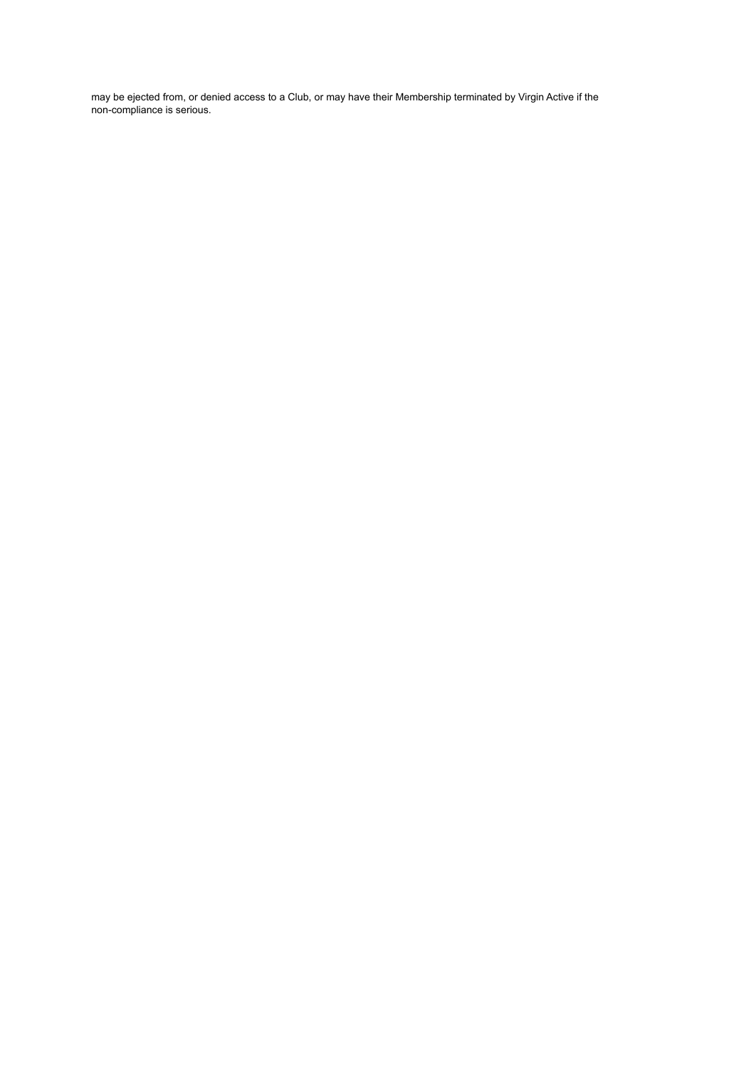may be ejected from, or denied access to a Club, or may have their Membership terminated by Virgin Active if the non-compliance is serious.